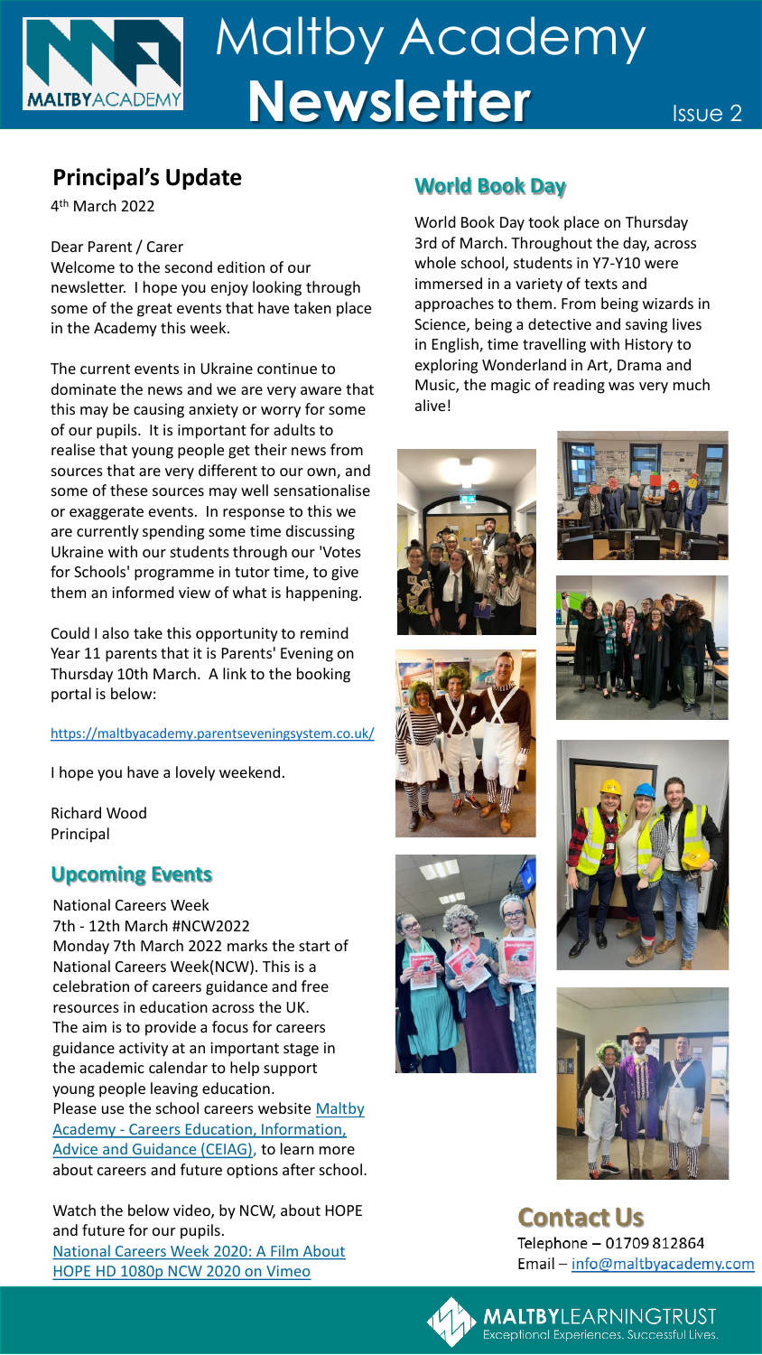# Maltby Academy Newsletter

Issue 2

## Principal's Update

4th March 2022

Dear Parent / Carer

Welcome to the second edition of our newsletter. I hope you enjoy looking through some of the great events that have taken place in the Academy this week.

The current events in Ukraine continue to dominate the news and we are very aware that this may be causing anxiety or worry for some of our pupils. It is important for adults to realise that young people get their news from sources that are very different to our own, and some of these sources may well sensationalise or exaggerate events. In response to this we are currently spending some time discussing Ukraine with our students through our 'Votes for Schools' programme in tutor time, to give them an informed view of what is happening.

Could I also take this opportunity to remind Year 11 parents that it is Parents' Evening on Thursday 10th March. A link to the booking portal is below:

https://maltbyacademy.parentseveningsystem.co.uk/

I hope you have a lovely weekend.

Richard Wood
Principal

## Upcoming Events

National Careers Week
7th - 12th March #NCW2022

Monday 7th March 2022 marks the start of National Careers Week(NCW). This is a celebration of careers guidance and free resources in education across the UK. The aim is to provide a focus for careers guidance activity at an important stage in the academic calendar to help support young people leaving education.

Please use the school careers website Maltby Academy - Careers Education, Information, Advice and Guidance (CEIAG), to learn more about careers and future options after school.

Watch the below video, by NCW, about HOPE and future for our pupils.
National Careers Week 2020: A Film About HOPE HD 1080p NCW 2020 on Vimeo

## World Book Day

World Book Day took place on Thursday 3rd of March. Throughout the day, across whole school, students in Y7-Y10 were immersed in a variety of texts and approaches to them. From being wizards in Science, being a detective and saving lives in English, time travelling with History to exploring Wonderland in Art, Drama and Music, the magic of reading was very much alive!

## Contact Us

Telephone – 01709 812864
Email – info@maltbyacademy.com

MALTBY LEARNING TRUST
Exceptional Experiences. Successful Lives.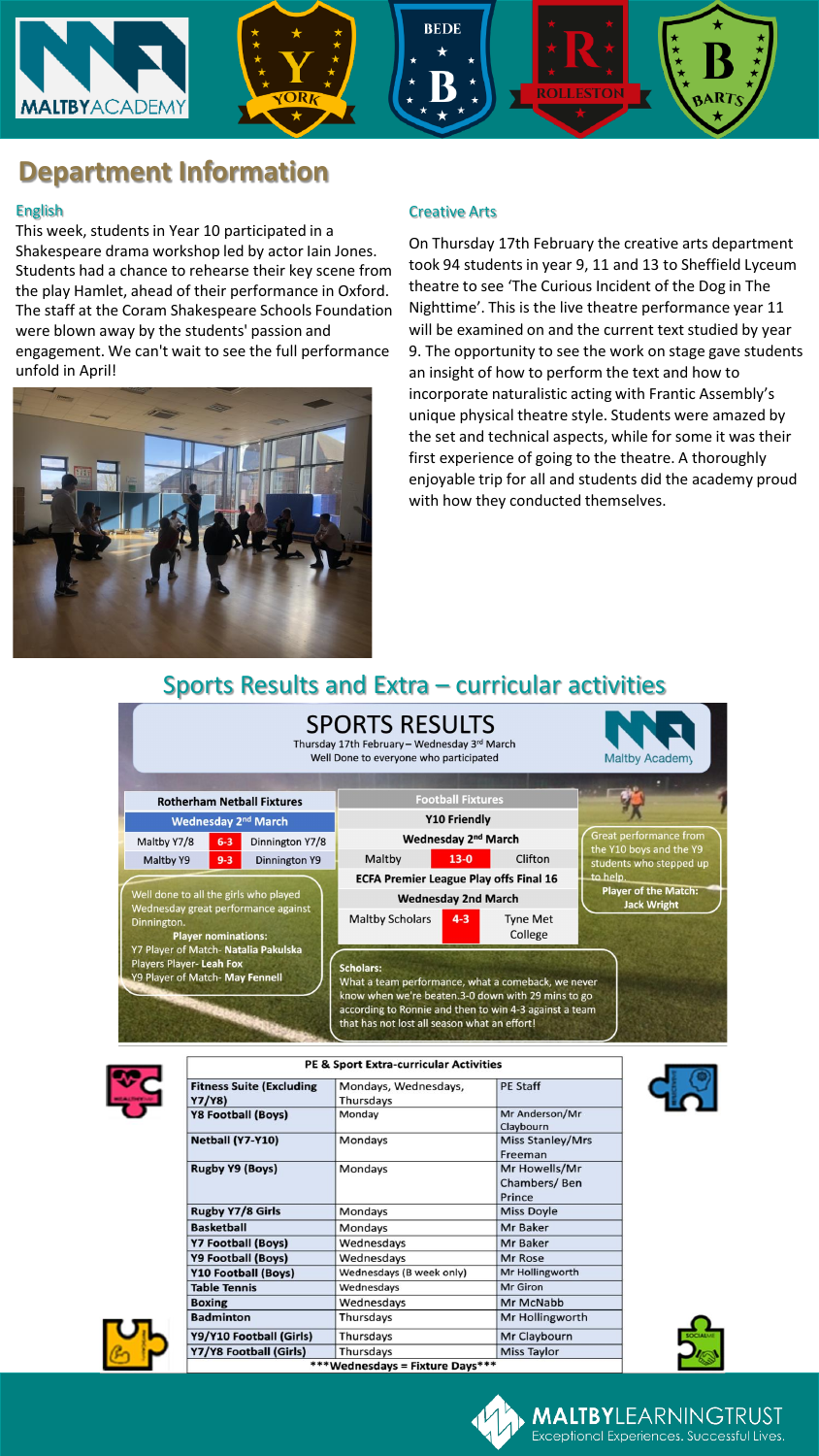# Department Information

## English

This week, students in Year 10 participated in a Shakespeare drama workshop led by actor Iain Jones. Students had a chance to rehearse their key scene from the play Hamlet, ahead of their performance in Oxford. The staff at the Coram Shakespeare Schools Foundation were blown away by the students' passion and engagement. We can't wait to see the full performance unfold in April!

## Creative Arts

On Thursday 17th February the creative arts department took 94 students in year 9, 11 and 13 to Sheffield Lyceum theatre to see 'The Curious Incident of the Dog in The Nighttime'. This is the live theatre performance year 11 will be examined on and the current text studied by year 9. The opportunity to see the work on stage gave students an insight of how to perform the text and how to incorporate naturalistic acting with Frantic Assembly's unique physical theatre style. Students were amazed by the set and technical aspects, while for some it was their first experience of going to the theatre. A thoroughly enjoyable trip for all and students did the academy proud with how they conducted themselves.

# Sports Results and Extra – curricular activities

## SPORTS RESULTS

Thursday 17th February – Wednesday 3rd March

Well Done to everyone who participated

### Rotherham Netball Fixtures

**Wednesday 2nd March**

| | | |
|---|---|---|
| Maltby Y7/8 | 6-3 | Dinnington Y7/8 |
| Maltby Y9 | 9-3 | Dinnington Y9 |

Well done to all the girls who played Wednesday great performance against Dinnington.

**Player nominations:**

Y7 Player of Match- **Natalia Pakulska**

Players Player- **Leah Fox**

Y9 Player of Match- **May Fennell**

### Football Fixtures

**Y10 Friendly**

**Wednesday 2nd March**

| | | |
|---|---|---|
| Maltby | 13-0 | Clifton |

Great performance from the Y10 boys and the Y9 students who stepped up to help.

**Player of the Match: Jack Wright**

**ECFA Premier League Play offs Final 16**

**Wednesday 2nd March**

| | | |
|---|---|---|
| Maltby Scholars | 4-3 | Tyne Met College |

**Scholars:**

What a team performance, what a comeback, we never know when we're beaten.3-0 down with 29 mins to go according to Ronnie and then to win 4-3 against a team that has not lost all season what an effort!

## PE & Sport Extra-curricular Activities

| | | |
|---|---|---|
| **Fitness Suite (Excluding Y7/Y8)** | Mondays, Wednesdays, Thursdays | PE Staff |
| **Y8 Football (Boys)** | Monday | Mr Anderson/Mr Claybourn |
| **Netball (Y7-Y10)** | Mondays | Miss Stanley/Mrs Freeman |
| **Rugby Y9 (Boys)** | Mondays | Mr Howells/Mr Chambers/ Ben Prince |
| **Rugby Y7/8 Girls** | Mondays | Miss Doyle |
| **Basketball** | Mondays | Mr Baker |
| **Y7 Football (Boys)** | Wednesdays | Mr Baker |
| **Y9 Football (Boys)** | Wednesdays | Mr Rose |
| **Y10 Football (Boys)** | Wednesdays (B week only) | Mr Hollingworth |
| **Table Tennis** | Wednesdays | Mr Giron |
| **Boxing** | Wednesdays | Mr McNabb |
| **Badminton** | Thursdays | Mr Hollingworth |
| **Y9/Y10 Football (Girls)** | Thursdays | Mr Claybourn |
| **Y7/Y8 Football (Girls)** | Thursdays | Miss Taylor |

***Wednesdays = Fixture Days***